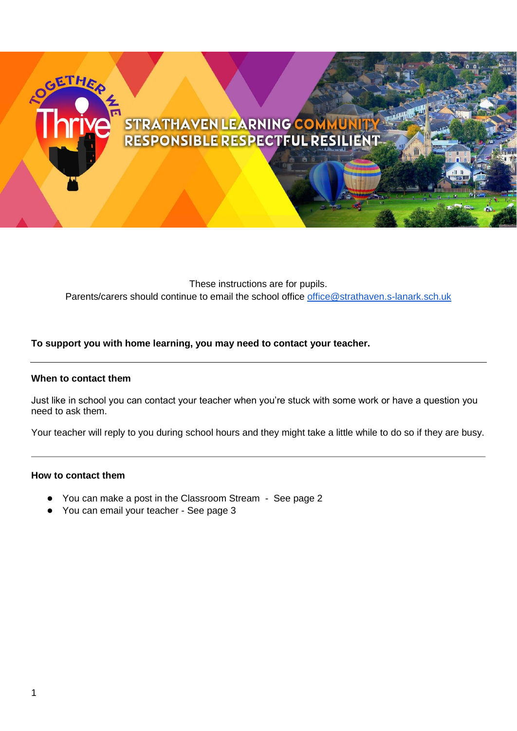# STRATHAVEN LEARNING COMMUNITY
## RESPONSIBLE RESPECTFUL RESILIENT

These instructions are for pupils.
Parents/carers should continue to email the school office office@strathaven.s-lanark.sch.uk

**To support you with home learning, you may need to contact your teacher.**

---

**When to contact them**

Just like in school you can contact your teacher when you're stuck with some work or have a question you need to ask them.

Your teacher will reply to you during school hours and they might take a little while to do so if they are busy.

---

**How to contact them**

- You can make a post in the Classroom Stream - See page 2
- You can email your teacher - See page 3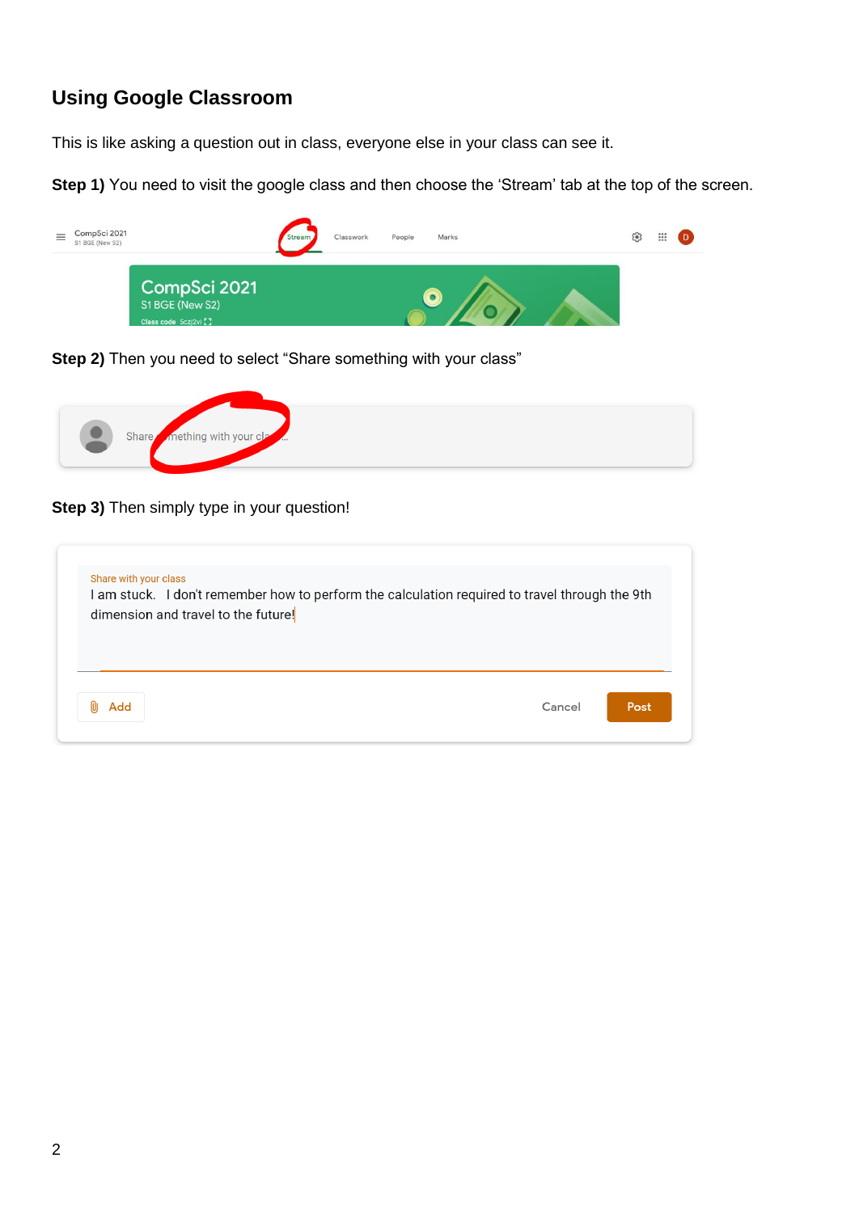## Using Google Classroom

This is like asking a question out in class, everyone else in your class can see it.

**Step 1)** You need to visit the google class and then choose the 'Stream' tab at the top of the screen.

**Step 2)** Then you need to select "Share something with your class"

**Step 3)** Then simply type in your question!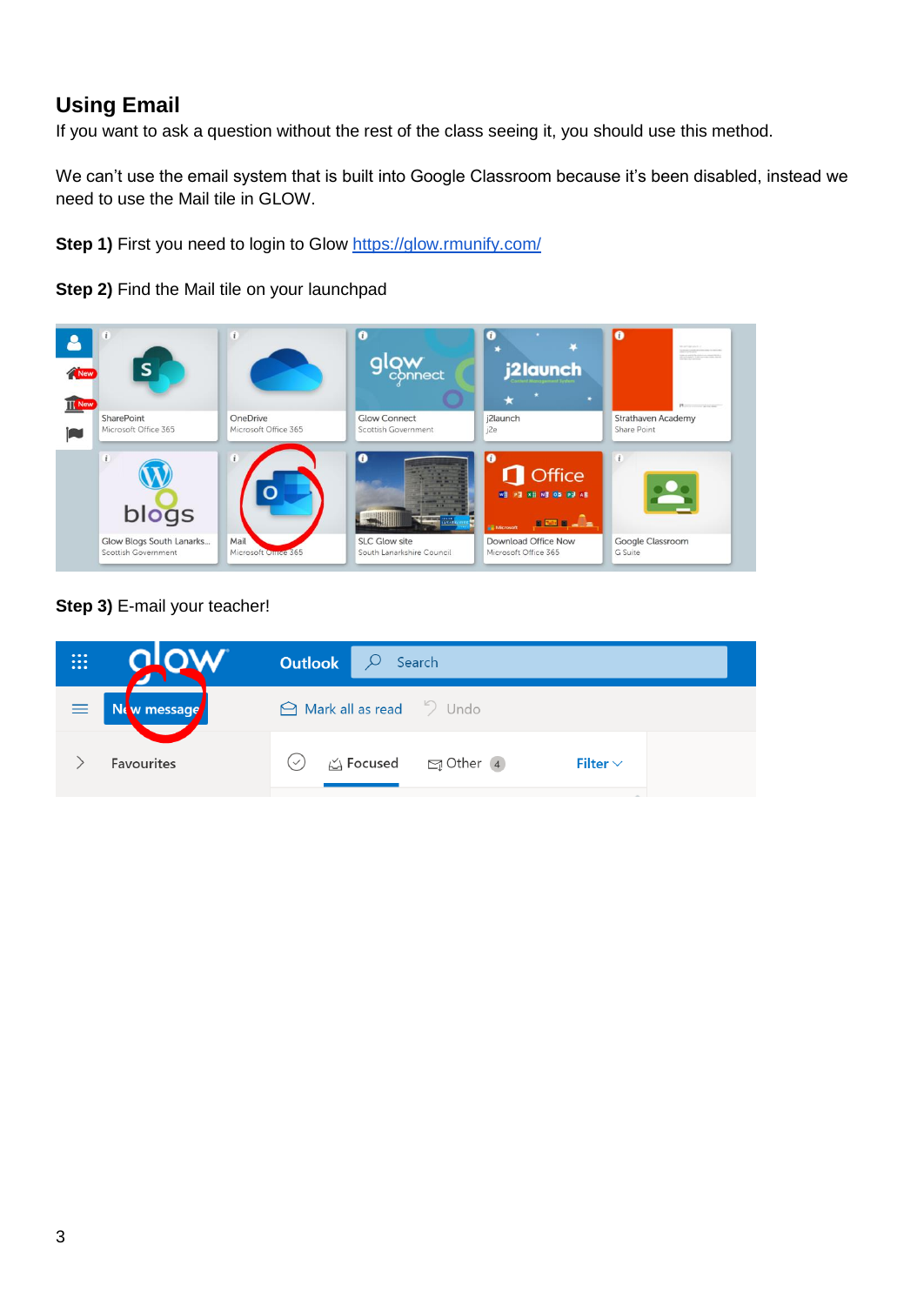## Using Email

If you want to ask a question without the rest of the class seeing it, you should use this method.

We can't use the email system that is built into Google Classroom because it's been disabled, instead we need to use the Mail tile in GLOW.

**Step 1)** First you need to login to Glow [https://glow.rmunify.com/](https://glow.rmunify.com/)

**Step 2)** Find the Mail tile on your launchpad

**Step 3)** E-mail your teacher!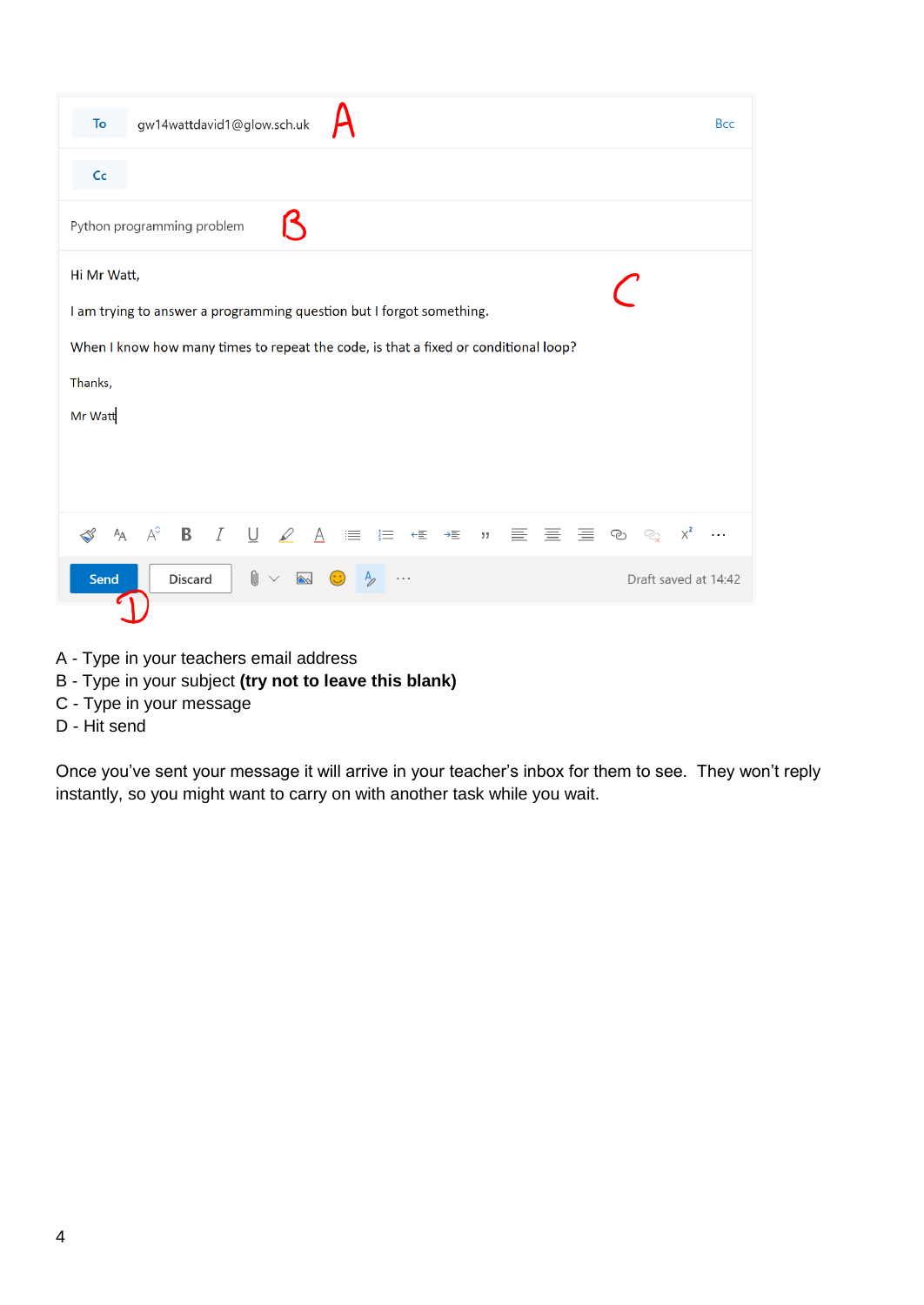To gw14wattdavid1@glow.sch.uk **A**

Bcc

Cc

Python programming problem **B**

Hi Mr Watt, **C**

I am trying to answer a programming question but I forgot something.

When I know how many times to repeat the code, is that a fixed or conditional loop?

Thanks,

Mr Watt

Send **D** Discard

Draft saved at 14:42

A - Type in your teachers email address
B - Type in your subject **(try not to leave this blank)**
C - Type in your message
D - Hit send

Once you've sent your message it will arrive in your teacher's inbox for them to see. They won't reply instantly, so you might want to carry on with another task while you wait.